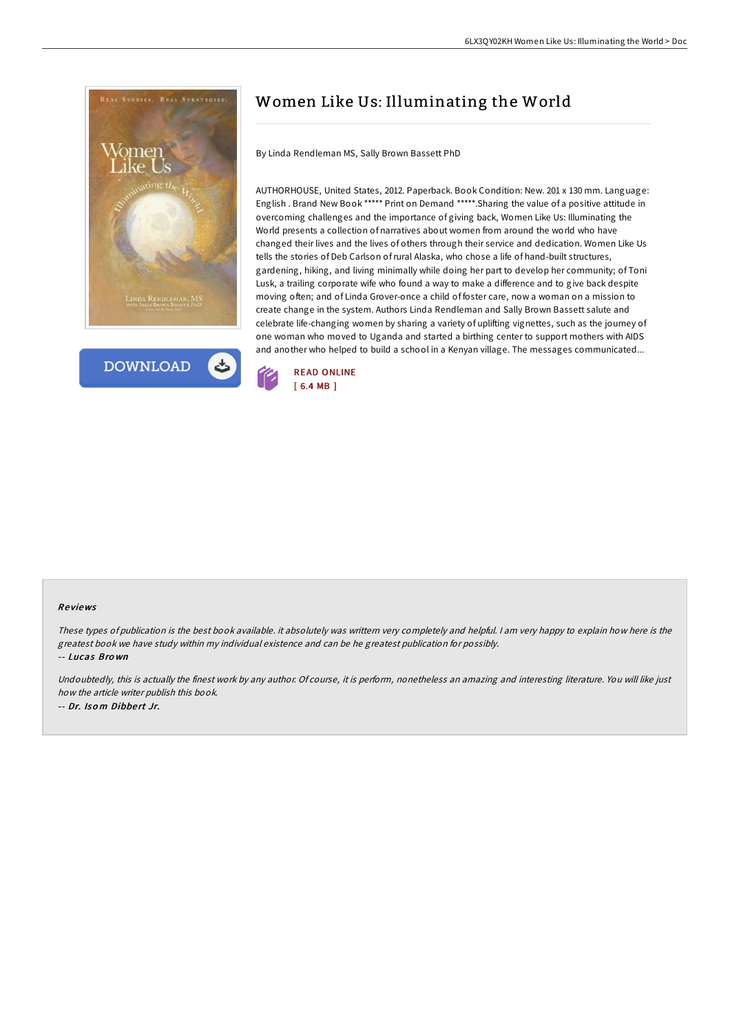# Women Like Us: Illuminating the World

By Linda Rendleman MS, Sally Brown Bassett PhD

AUTHORHOUSE, United States, 2012. Paperback. Book Condition: New. 201 x 130 mm. Language: English . Brand New Book ***** Print on Demand *****.Sharing the value of a positive attitude in overcoming challenges and the importance of giving back, Women Like Us: Illuminating the World presents a collection of narratives about women from around the world who have changed their lives and the lives of others through their service and dedication. Women Like Us tells the stories of Deb Carlson of rural Alaska, who chose a life of hand-built structures, gardening, hiking, and living minimally while doing her part to develop her community; of Toni Lusk, a trailing corporate wife who found a way to make a difference and to give back despite moving often; and of Linda Grover-once a child of foster care, now a woman on a mission to create change in the system. Authors Linda Rendleman and Sally Brown Bassett salute and celebrate life-changing women by sharing a variety of uplifting vignettes, such as the journey of one woman who moved to Uganda and started a birthing center to support mothers with AIDS and another who helped to build a school in a Kenyan village. The messages communicated...

DOWNLOAD

READ ONLINE
[ 6.4 MB ]

## Reviews

*These types of publication is the best book available. it absolutely was writtern very completely and helpful. I am very happy to explain how here is the greatest book we have study within my individual existence and can be he greatest publication for possibly.*

-- *Lucas Brown*

*Undoubtedly, this is actually the finest work by any author. Of course, it is perform, nonetheless an amazing and interesting literature. You will like just how the article writer publish this book.*

-- *Dr. Isom Dibbert Jr.*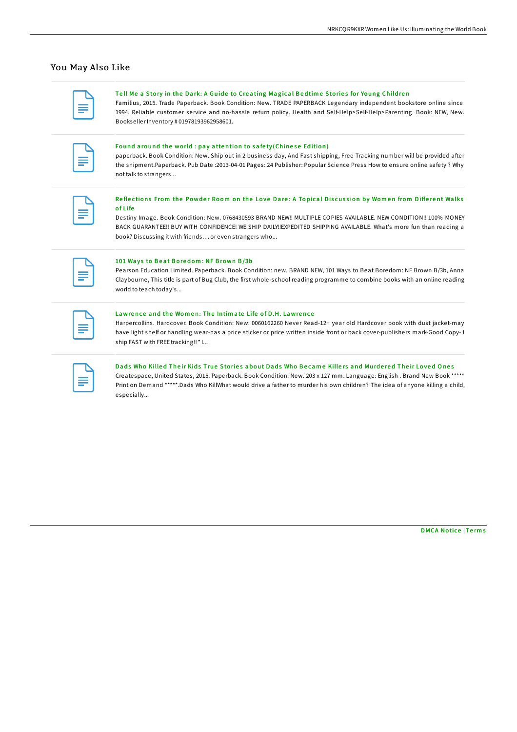## You May Also Like

### Tell Me a Story in the Dark: A Guide to Creating Magical Bedtime Stories for Young Children

Familius, 2015. Trade Paperback. Book Condition: New. TRADE PAPERBACK Legendary independent bookstore online since 1994. Reliable customer service and no-hassle return policy. Health and Self-Help>Self-Help>Parenting. Book: NEW, New. Bookseller Inventory # 01978193962958601.

### Found around the world : pay attention to safety(Chinese Edition)

paperback. Book Condition: New. Ship out in 2 business day, And Fast shipping, Free Tracking number will be provided after the shipment.Paperback. Pub Date :2013-04-01 Pages: 24 Publisher: Popular Science Press How to ensure online safety ? Why not talk to strangers...

### Reflections From the Powder Room on the Love Dare: A Topical Discussion by Women from Different Walks of Life

Destiny Image. Book Condition: New. 0768430593 BRAND NEW!! MULTIPLE COPIES AVAILABLE. NEW CONDITION!! 100% MONEY BACK GUARANTEE!! BUY WITH CONFIDENCE! WE SHIP DAILY!!EXPEDITED SHIPPING AVAILABLE. What's more fun than reading a book? Discussing it with friends. . . or even strangers who...

### 101 Ways to Beat Boredom: NF Brown B/3b

Pearson Education Limited. Paperback. Book Condition: new. BRAND NEW, 101 Ways to Beat Boredom: NF Brown B/3b, Anna Claybourne, This title is part of Bug Club, the first whole-school reading programme to combine books with an online reading world to teach today's...

### Lawrence and the Women: The Intimate Life of D.H. Lawrence

Harpercollins. Hardcover. Book Condition: New. 0060162260 Never Read-12+ year old Hardcover book with dust jacket-may have light shelf or handling wear-has a price sticker or price written inside front or back cover-publishers mark-Good Copy- I ship FAST with FREE tracking!! * I...

### Dads Who Killed Their Kids True Stories about Dads Who Became Killers and Murdered Their Loved Ones

Createspace, United States, 2015. Paperback. Book Condition: New. 203 x 127 mm. Language: English . Brand New Book ***** Print on Demand *****.Dads Who KillWhat would drive a father to murder his own children? The idea of anyone killing a child, especially...

DMCA Notice | Terms